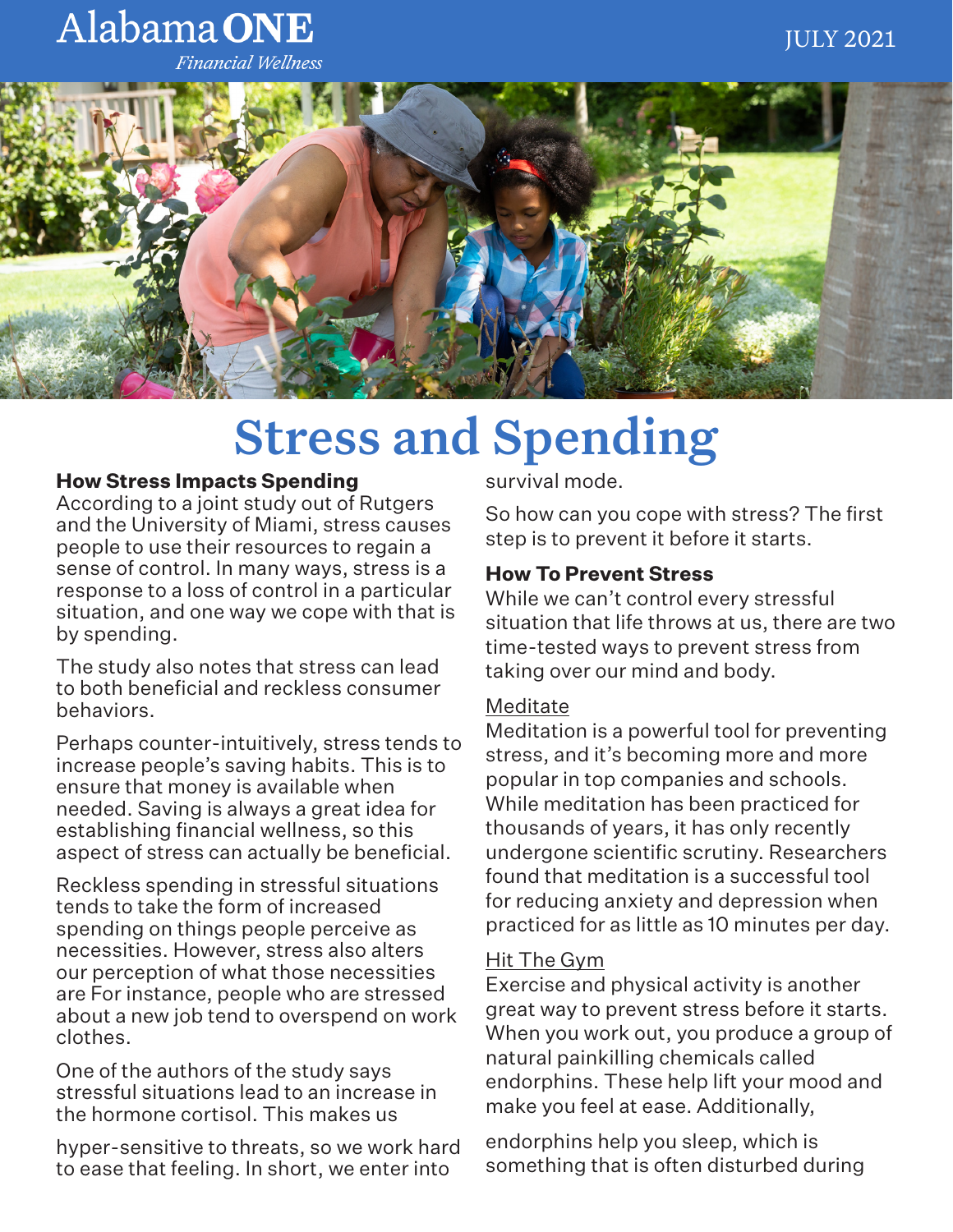Alabama **ONE**
*Financial Wellness*

JULY 2021

# Stress and Spending

### How Stress Impacts Spending

According to a joint study out of Rutgers and the University of Miami, stress causes people to use their resources to regain a sense of control. In many ways, stress is a response to a loss of control in a particular situation, and one way we cope with that is by spending.

The study also notes that stress can lead to both beneficial and reckless consumer behaviors.

Perhaps counter-intuitively, stress tends to increase people's saving habits. This is to ensure that money is available when needed. Saving is always a great idea for establishing financial wellness, so this aspect of stress can actually be beneficial.

Reckless spending in stressful situations tends to take the form of increased spending on things people perceive as necessities. However, stress also alters our perception of what those necessities are For instance, people who are stressed about a new job tend to overspend on work clothes.

One of the authors of the study says stressful situations lead to an increase in the hormone cortisol. This makes us hyper-sensitive to threats, so we work hard to ease that feeling. In short, we enter into survival mode.

So how can you cope with stress? The first step is to prevent it before it starts.

### How To Prevent Stress

While we can't control every stressful situation that life throws at us, there are two time-tested ways to prevent stress from taking over our mind and body.

<u>Meditate</u>

Meditation is a powerful tool for preventing stress, and it's becoming more and more popular in top companies and schools. While meditation has been practiced for thousands of years, it has only recently undergone scientific scrutiny. Researchers found that meditation is a successful tool for reducing anxiety and depression when practiced for as little as 10 minutes per day.

<u>Hit The Gym</u>

Exercise and physical activity is another great way to prevent stress before it starts. When you work out, you produce a group of natural painkilling chemicals called endorphins. These help lift your mood and make you feel at ease. Additionally, endorphins help you sleep, which is something that is often disturbed during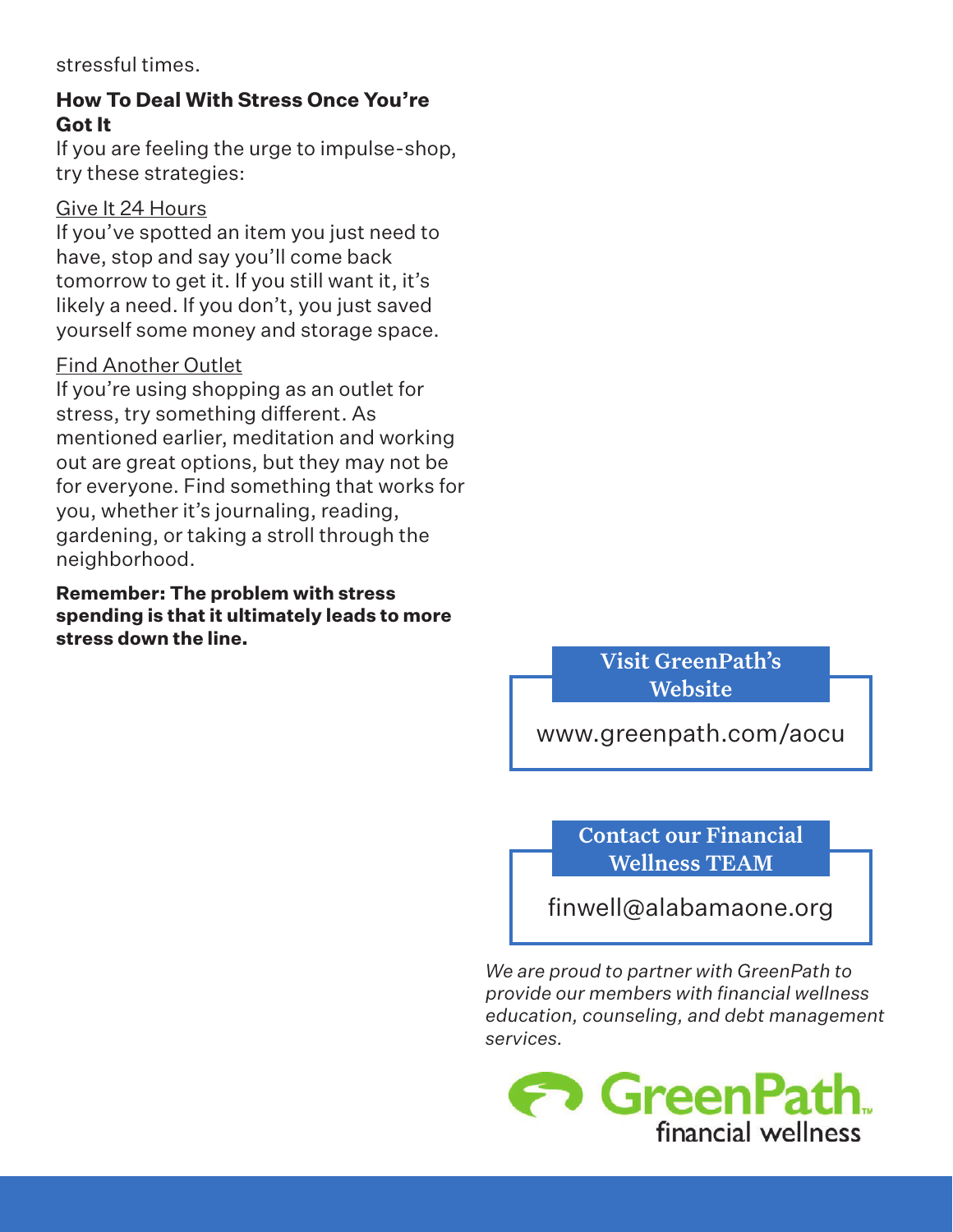stressful times.

**How To Deal With Stress Once You're Got It**

If you are feeling the urge to impulse-shop, try these strategies:

Give It 24 Hours

If you've spotted an item you just need to have, stop and say you'll come back tomorrow to get it. If you still want it, it's likely a need. If you don't, you just saved yourself some money and storage space.

Find Another Outlet

If you're using shopping as an outlet for stress, try something different. As mentioned earlier, meditation and working out are great options, but they may not be for everyone. Find something that works for you, whether it's journaling, reading, gardening, or taking a stroll through the neighborhood.

**Remember: The problem with stress spending is that it ultimately leads to more stress down the line.**

**Visit GreenPath's Website**

www.greenpath.com/aocu

**Contact our Financial Wellness TEAM**

finwell@alabamaone.org

*We are proud to partner with GreenPath to provide our members with financial wellness education, counseling, and debt management services.*

GreenPath financial wellness